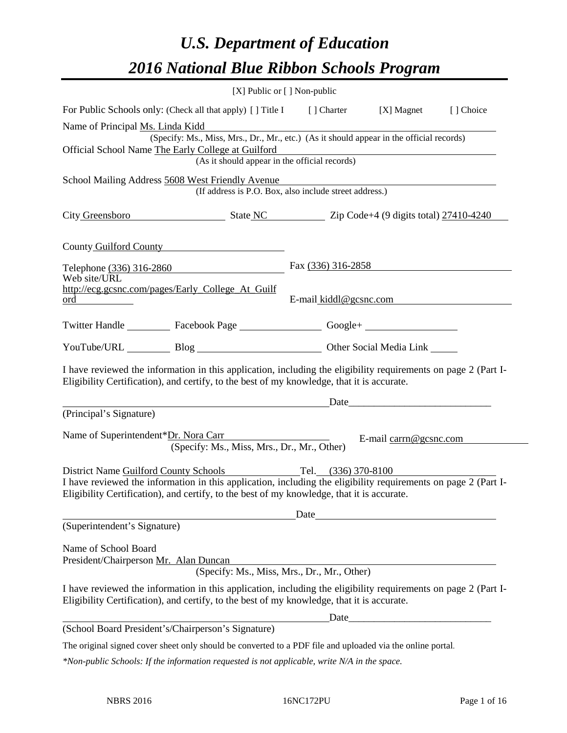# *U.S. Department of Education*

# *2016 National Blue Ribbon Schools Program*

[X] Public or [ ] Non-public

For Public Schools only: (Check all that apply) [ ] Title I [ ] Charter [X] Magnet [ ] Choice

Name of Principal Ms. Linda Kidd
(Specify: Ms., Miss, Mrs., Dr., Mr., etc.) (As it should appear in the official records)

Official School Name The Early College at Guilford
(As it should appear in the official records)

School Mailing Address 5608 West Friendly Avenue
(If address is P.O. Box, also include street address.)

City Greensboro State NC Zip Code+4 (9 digits total) 27410-4240

County Guilford County

Telephone (336) 316-2860 Fax (336) 316-2858

Web site/URL http://ecg.gcsnc.com/pages/Early_College_At_Guilford E-mail kiddl@gcsnc.com

Twitter Handle ________ Facebook Page ________ Google+ ________

YouTube/URL ________ Blog ________ Other Social Media Link ________

I have reviewed the information in this application, including the eligibility requirements on page 2 (Part I-Eligibility Certification), and certify, to the best of my knowledge, that it is accurate.

________________________________________ Date____________________

(Principal's Signature)

Name of Superintendent*Dr. Nora Carr E-mail carrn@gcsnc.com
(Specify: Ms., Miss, Mrs., Dr., Mr., Other)

District Name Guilford County Schools Tel. (336) 370-8100

I have reviewed the information in this application, including the eligibility requirements on page 2 (Part I-Eligibility Certification), and certify, to the best of my knowledge, that it is accurate.

________________________________________ Date____________________

(Superintendent's Signature)

Name of School Board
President/Chairperson Mr. Alan Duncan
(Specify: Ms., Miss, Mrs., Dr., Mr., Other)

I have reviewed the information in this application, including the eligibility requirements on page 2 (Part I-Eligibility Certification), and certify, to the best of my knowledge, that it is accurate.

________________________________________ Date____________________

(School Board President's/Chairperson's Signature)

The original signed cover sheet only should be converted to a PDF file and uploaded via the online portal.

*\*Non-public Schools: If the information requested is not applicable, write N/A in the space.*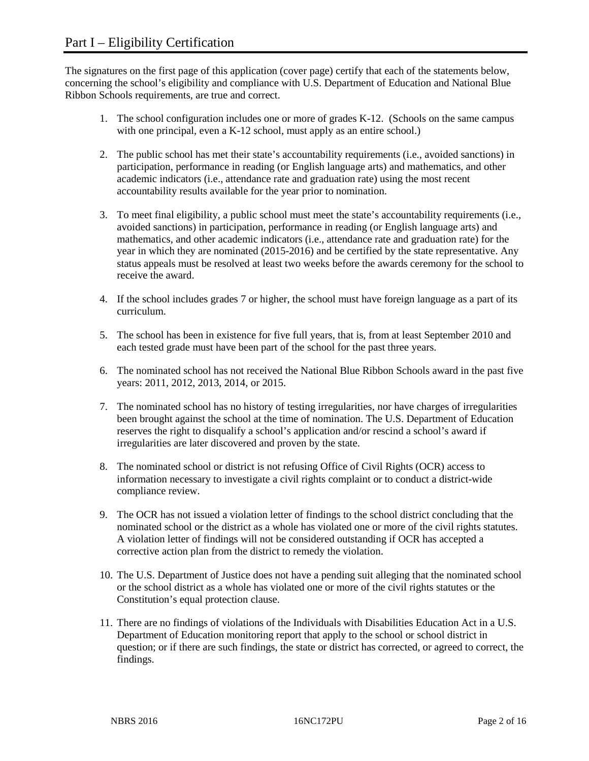# Part I – Eligibility Certification

The signatures on the first page of this application (cover page) certify that each of the statements below, concerning the school's eligibility and compliance with U.S. Department of Education and National Blue Ribbon Schools requirements, are true and correct.

1. The school configuration includes one or more of grades K-12. (Schools on the same campus with one principal, even a K-12 school, must apply as an entire school.)
2. The public school has met their state's accountability requirements (i.e., avoided sanctions) in participation, performance in reading (or English language arts) and mathematics, and other academic indicators (i.e., attendance rate and graduation rate) using the most recent accountability results available for the year prior to nomination.
3. To meet final eligibility, a public school must meet the state's accountability requirements (i.e., avoided sanctions) in participation, performance in reading (or English language arts) and mathematics, and other academic indicators (i.e., attendance rate and graduation rate) for the year in which they are nominated (2015-2016) and be certified by the state representative. Any status appeals must be resolved at least two weeks before the awards ceremony for the school to receive the award.
4. If the school includes grades 7 or higher, the school must have foreign language as a part of its curriculum.
5. The school has been in existence for five full years, that is, from at least September 2010 and each tested grade must have been part of the school for the past three years.
6. The nominated school has not received the National Blue Ribbon Schools award in the past five years: 2011, 2012, 2013, 2014, or 2015.
7. The nominated school has no history of testing irregularities, nor have charges of irregularities been brought against the school at the time of nomination. The U.S. Department of Education reserves the right to disqualify a school's application and/or rescind a school's award if irregularities are later discovered and proven by the state.
8. The nominated school or district is not refusing Office of Civil Rights (OCR) access to information necessary to investigate a civil rights complaint or to conduct a district-wide compliance review.
9. The OCR has not issued a violation letter of findings to the school district concluding that the nominated school or the district as a whole has violated one or more of the civil rights statutes. A violation letter of findings will not be considered outstanding if OCR has accepted a corrective action plan from the district to remedy the violation.
10. The U.S. Department of Justice does not have a pending suit alleging that the nominated school or the school district as a whole has violated one or more of the civil rights statutes or the Constitution's equal protection clause.
11. There are no findings of violations of the Individuals with Disabilities Education Act in a U.S. Department of Education monitoring report that apply to the school or school district in question; or if there are such findings, the state or district has corrected, or agreed to correct, the findings.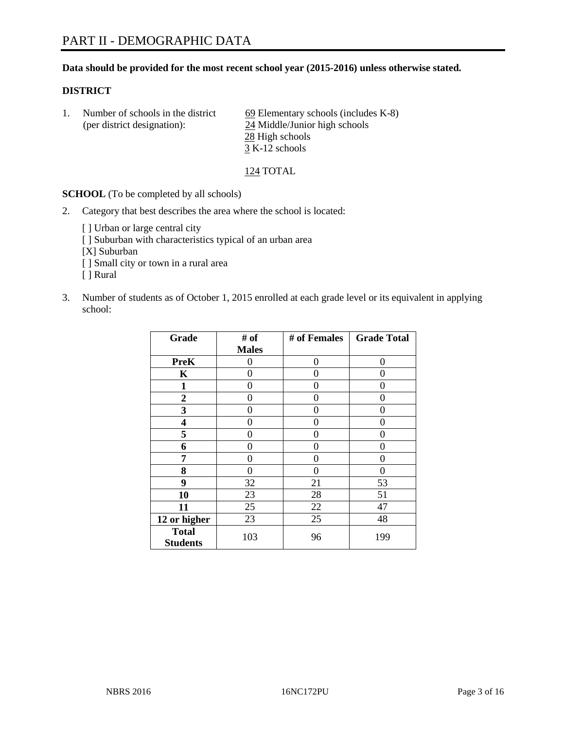# PART II - DEMOGRAPHIC DATA

**Data should be provided for the most recent school year (2015-2016) unless otherwise stated.**

**DISTRICT**

1. Number of schools in the district (per district designation):
   69 Elementary schools (includes K-8)
   24 Middle/Junior high schools
   28 High schools
   3 K-12 schools

   124 TOTAL

**SCHOOL** (To be completed by all schools)

2. Category that best describes the area where the school is located:

   [ ] Urban or large central city
   [ ] Suburban with characteristics typical of an urban area
   [X] Suburban
   [ ] Small city or town in a rural area
   [ ] Rural

3. Number of students as of October 1, 2015 enrolled at each grade level or its equivalent in applying school:

| Grade | # of Males | # of Females | Grade Total |
|---|---|---|---|
| **PreK** | 0 | 0 | 0 |
| **K** | 0 | 0 | 0 |
| **1** | 0 | 0 | 0 |
| **2** | 0 | 0 | 0 |
| **3** | 0 | 0 | 0 |
| **4** | 0 | 0 | 0 |
| **5** | 0 | 0 | 0 |
| **6** | 0 | 0 | 0 |
| **7** | 0 | 0 | 0 |
| **8** | 0 | 0 | 0 |
| **9** | 32 | 21 | 53 |
| **10** | 23 | 28 | 51 |
| **11** | 25 | 22 | 47 |
| **12 or higher** | 23 | 25 | 48 |
| **Total Students** | 103 | 96 | 199 |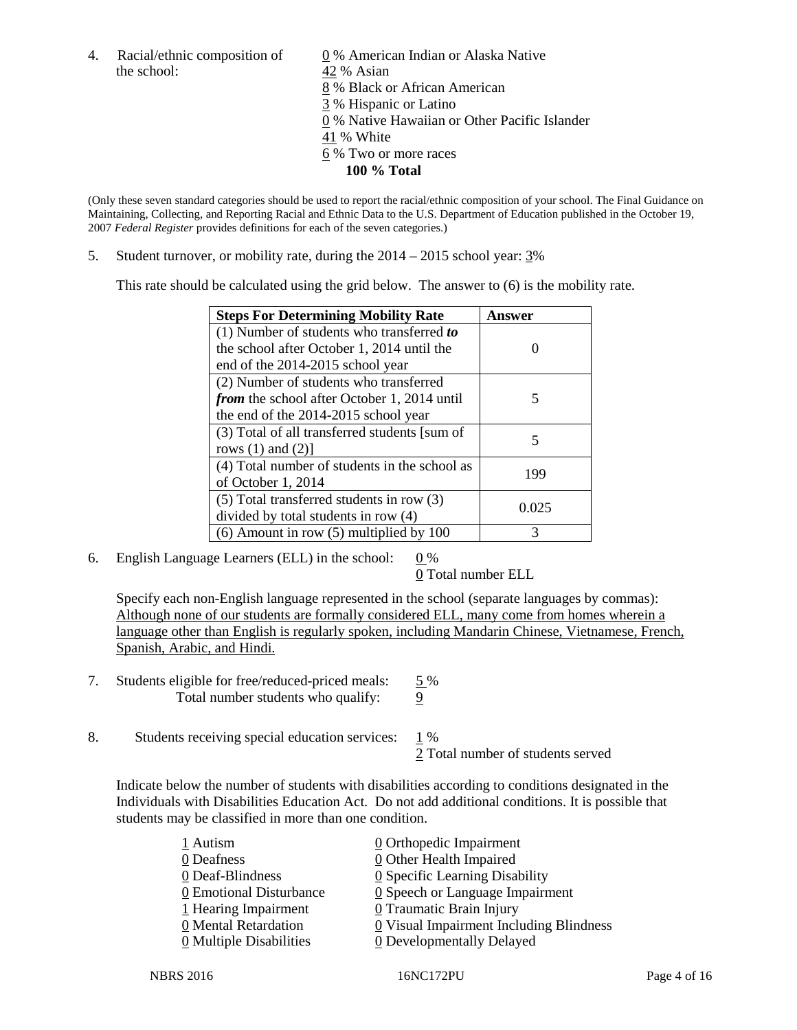4. Racial/ethnic composition of the school:

0 % American Indian or Alaska Native
42 % Asian
8 % Black or African American
3 % Hispanic or Latino
0 % Native Hawaiian or Other Pacific Islander
41 % White
6 % Two or more races
**100 % Total**

(Only these seven standard categories should be used to report the racial/ethnic composition of your school. The Final Guidance on Maintaining, Collecting, and Reporting Racial and Ethnic Data to the U.S. Department of Education published in the October 19, 2007 *Federal Register* provides definitions for each of the seven categories.)

5. Student turnover, or mobility rate, during the 2014 – 2015 school year: 3%

This rate should be calculated using the grid below. The answer to (6) is the mobility rate.

| **Steps For Determining Mobility Rate** | **Answer** |
|---|---|
| (1) Number of students who transferred ***to*** the school after October 1, 2014 until the end of the 2014-2015 school year | 0 |
| (2) Number of students who transferred ***from*** the school after October 1, 2014 until the end of the 2014-2015 school year | 5 |
| (3) Total of all transferred students [sum of rows (1) and (2)] | 5 |
| (4) Total number of students in the school as of October 1, 2014 | 199 |
| (5) Total transferred students in row (3) divided by total students in row (4) | 0.025 |
| (6) Amount in row (5) multiplied by 100 | 3 |

6. English Language Learners (ELL) in the school: 0 %
0 Total number ELL

Specify each non-English language represented in the school (separate languages by commas):
Although none of our students are formally considered ELL, many come from homes wherein a language other than English is regularly spoken, including Mandarin Chinese, Vietnamese, French, Spanish, Arabic, and Hindi.

7. Students eligible for free/reduced-priced meals: 5 %
Total number students who qualify: 9

8. Students receiving special education services: 1 %
2 Total number of students served

Indicate below the number of students with disabilities according to conditions designated in the Individuals with Disabilities Education Act. Do not add additional conditions. It is possible that students may be classified in more than one condition.

1 Autism
0 Deafness
0 Deaf-Blindness
0 Emotional Disturbance
1 Hearing Impairment
0 Mental Retardation
0 Multiple Disabilities
0 Orthopedic Impairment
0 Other Health Impaired
0 Specific Learning Disability
0 Speech or Language Impairment
0 Traumatic Brain Injury
0 Visual Impairment Including Blindness
0 Developmentally Delayed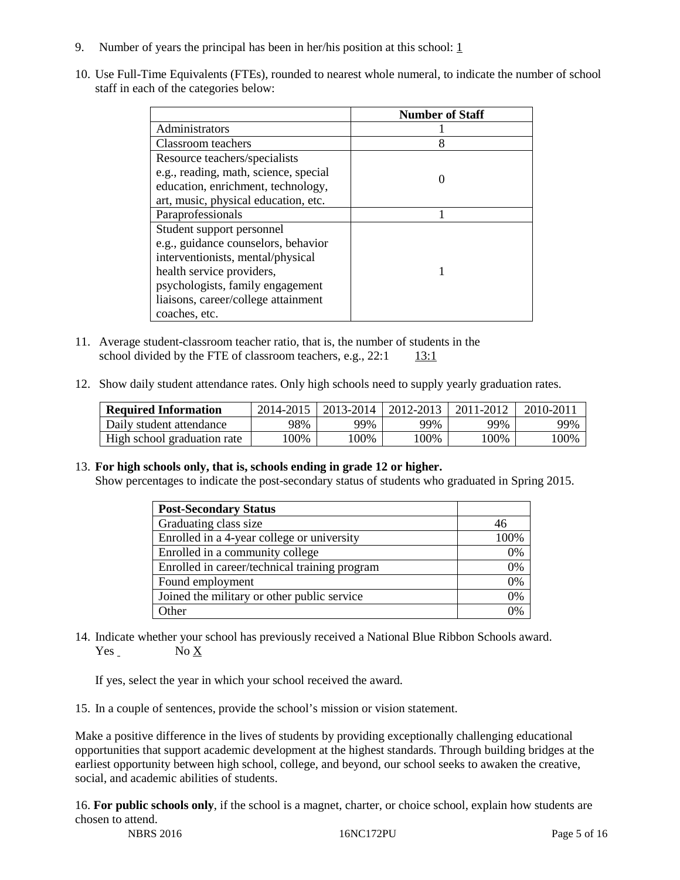9. Number of years the principal has been in her/his position at this school: 1

10. Use Full-Time Equivalents (FTEs), rounded to nearest whole numeral, to indicate the number of school staff in each of the categories below:

| | Number of Staff |
|---|---|
| Administrators | 1 |
| Classroom teachers | 8 |
| Resource teachers/specialists e.g., reading, math, science, special education, enrichment, technology, art, music, physical education, etc. | 0 |
| Paraprofessionals | 1 |
| Student support personnel e.g., guidance counselors, behavior interventionists, mental/physical health service providers, psychologists, family engagement liaisons, career/college attainment coaches, etc. | 1 |

11. Average student-classroom teacher ratio, that is, the number of students in the school divided by the FTE of classroom teachers, e.g., 22:1 13:1

12. Show daily student attendance rates. Only high schools need to supply yearly graduation rates.

| Required Information | 2014-2015 | 2013-2014 | 2012-2013 | 2011-2012 | 2010-2011 |
|---|---|---|---|---|---|
| Daily student attendance | 98% | 99% | 99% | 99% | 99% |
| High school graduation rate | 100% | 100% | 100% | 100% | 100% |

13. **For high schools only, that is, schools ending in grade 12 or higher.**
Show percentages to indicate the post-secondary status of students who graduated in Spring 2015.

| Post-Secondary Status | |
|---|---|
| Graduating class size | 46 |
| Enrolled in a 4-year college or university | 100% |
| Enrolled in a community college | 0% |
| Enrolled in career/technical training program | 0% |
| Found employment | 0% |
| Joined the military or other public service | 0% |
| Other | 0% |

14. Indicate whether your school has previously received a National Blue Ribbon Schools award.
Yes No X

If yes, select the year in which your school received the award.

15. In a couple of sentences, provide the school's mission or vision statement.

Make a positive difference in the lives of students by providing exceptionally challenging educational opportunities that support academic development at the highest standards. Through building bridges at the earliest opportunity between high school, college, and beyond, our school seeks to awaken the creative, social, and academic abilities of students.

16. **For public schools only**, if the school is a magnet, charter, or choice school, explain how students are chosen to attend.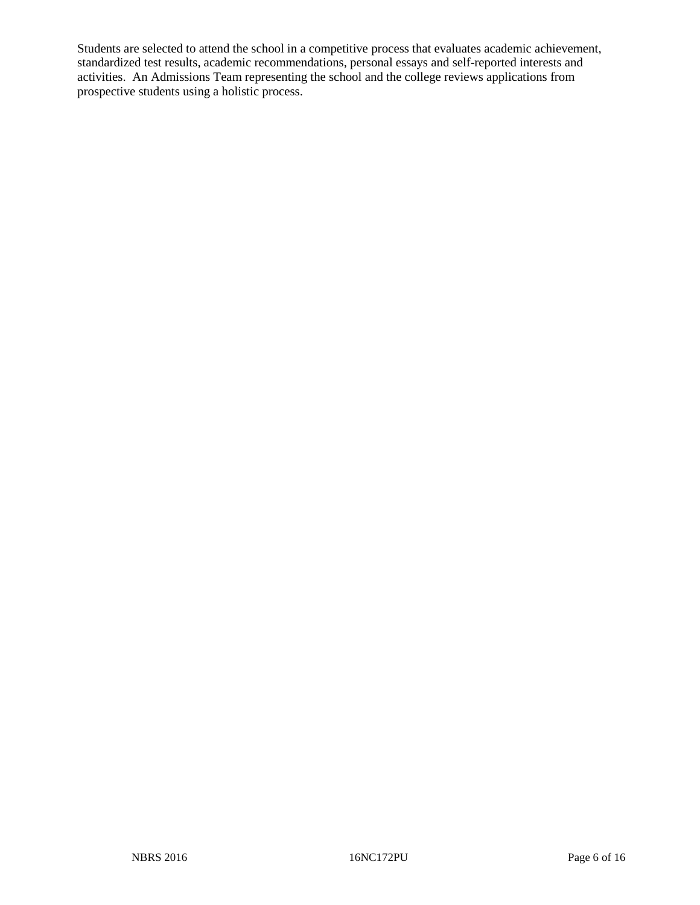Students are selected to attend the school in a competitive process that evaluates academic achievement, standardized test results, academic recommendations, personal essays and self-reported interests and activities. An Admissions Team representing the school and the college reviews applications from prospective students using a holistic process.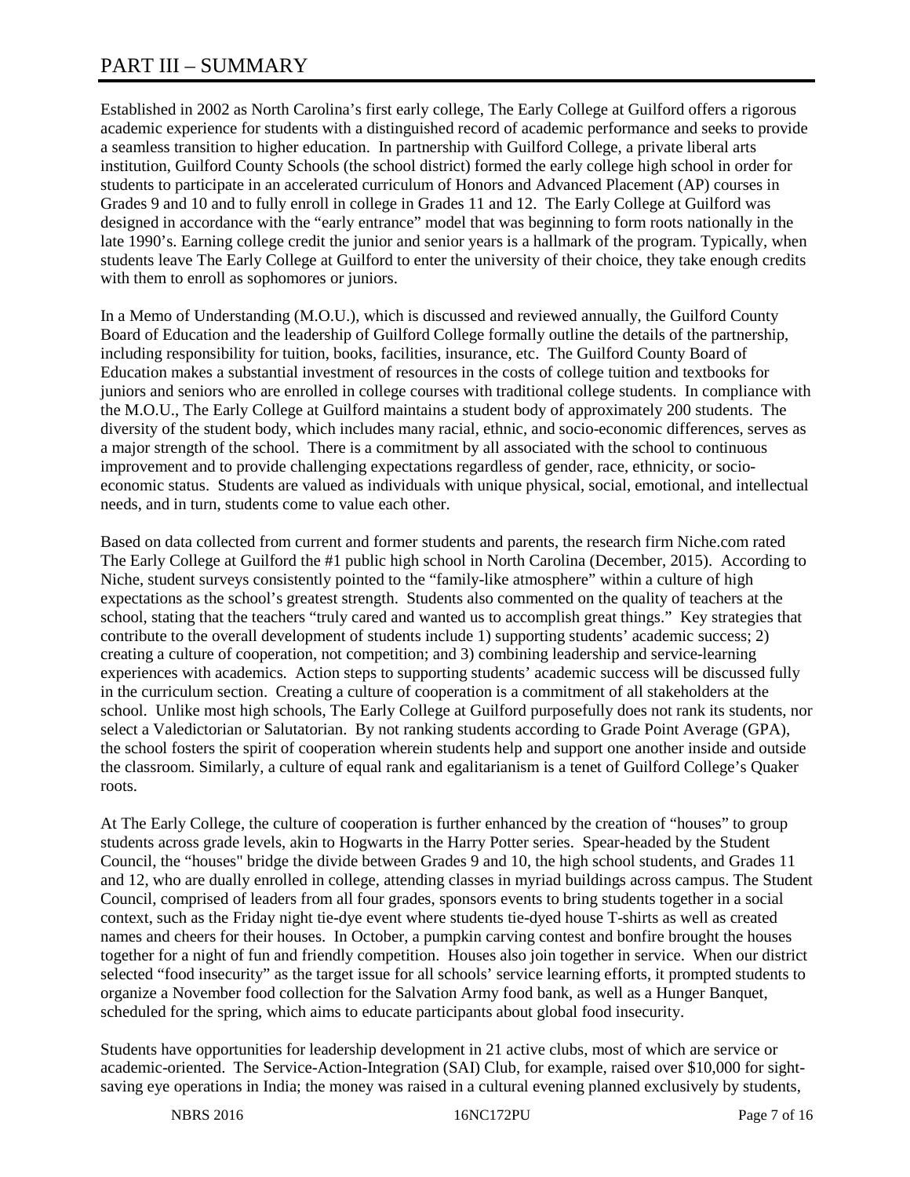# PART III – SUMMARY

Established in 2002 as North Carolina's first early college, The Early College at Guilford offers a rigorous academic experience for students with a distinguished record of academic performance and seeks to provide a seamless transition to higher education. In partnership with Guilford College, a private liberal arts institution, Guilford County Schools (the school district) formed the early college high school in order for students to participate in an accelerated curriculum of Honors and Advanced Placement (AP) courses in Grades 9 and 10 and to fully enroll in college in Grades 11 and 12. The Early College at Guilford was designed in accordance with the "early entrance" model that was beginning to form roots nationally in the late 1990's. Earning college credit the junior and senior years is a hallmark of the program. Typically, when students leave The Early College at Guilford to enter the university of their choice, they take enough credits with them to enroll as sophomores or juniors.

In a Memo of Understanding (M.O.U.), which is discussed and reviewed annually, the Guilford County Board of Education and the leadership of Guilford College formally outline the details of the partnership, including responsibility for tuition, books, facilities, insurance, etc. The Guilford County Board of Education makes a substantial investment of resources in the costs of college tuition and textbooks for juniors and seniors who are enrolled in college courses with traditional college students. In compliance with the M.O.U., The Early College at Guilford maintains a student body of approximately 200 students. The diversity of the student body, which includes many racial, ethnic, and socio-economic differences, serves as a major strength of the school. There is a commitment by all associated with the school to continuous improvement and to provide challenging expectations regardless of gender, race, ethnicity, or socio-economic status. Students are valued as individuals with unique physical, social, emotional, and intellectual needs, and in turn, students come to value each other.

Based on data collected from current and former students and parents, the research firm Niche.com rated The Early College at Guilford the #1 public high school in North Carolina (December, 2015). According to Niche, student surveys consistently pointed to the "family-like atmosphere" within a culture of high expectations as the school's greatest strength. Students also commented on the quality of teachers at the school, stating that the teachers "truly cared and wanted us to accomplish great things." Key strategies that contribute to the overall development of students include 1) supporting students' academic success; 2) creating a culture of cooperation, not competition; and 3) combining leadership and service-learning experiences with academics. Action steps to supporting students' academic success will be discussed fully in the curriculum section. Creating a culture of cooperation is a commitment of all stakeholders at the school. Unlike most high schools, The Early College at Guilford purposefully does not rank its students, nor select a Valedictorian or Salutatorian. By not ranking students according to Grade Point Average (GPA), the school fosters the spirit of cooperation wherein students help and support one another inside and outside the classroom. Similarly, a culture of equal rank and egalitarianism is a tenet of Guilford College's Quaker roots.

At The Early College, the culture of cooperation is further enhanced by the creation of "houses" to group students across grade levels, akin to Hogwarts in the Harry Potter series. Spear-headed by the Student Council, the "houses" bridge the divide between Grades 9 and 10, the high school students, and Grades 11 and 12, who are dually enrolled in college, attending classes in myriad buildings across campus. The Student Council, comprised of leaders from all four grades, sponsors events to bring students together in a social context, such as the Friday night tie-dye event where students tie-dyed house T-shirts as well as created names and cheers for their houses. In October, a pumpkin carving contest and bonfire brought the houses together for a night of fun and friendly competition. Houses also join together in service. When our district selected "food insecurity" as the target issue for all schools' service learning efforts, it prompted students to organize a November food collection for the Salvation Army food bank, as well as a Hunger Banquet, scheduled for the spring, which aims to educate participants about global food insecurity.

Students have opportunities for leadership development in 21 active clubs, most of which are service or academic-oriented. The Service-Action-Integration (SAI) Club, for example, raised over $10,000 for sight-saving eye operations in India; the money was raised in a cultural evening planned exclusively by students,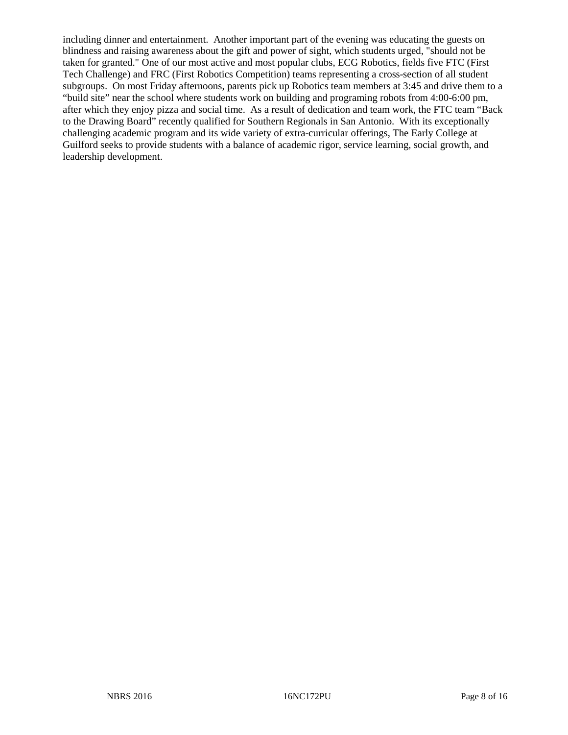including dinner and entertainment. Another important part of the evening was educating the guests on blindness and raising awareness about the gift and power of sight, which students urged, "should not be taken for granted." One of our most active and most popular clubs, ECG Robotics, fields five FTC (First Tech Challenge) and FRC (First Robotics Competition) teams representing a cross-section of all student subgroups. On most Friday afternoons, parents pick up Robotics team members at 3:45 and drive them to a "build site" near the school where students work on building and programing robots from 4:00-6:00 pm, after which they enjoy pizza and social time. As a result of dedication and team work, the FTC team "Back to the Drawing Board" recently qualified for Southern Regionals in San Antonio. With its exceptionally challenging academic program and its wide variety of extra-curricular offerings, The Early College at Guilford seeks to provide students with a balance of academic rigor, service learning, social growth, and leadership development.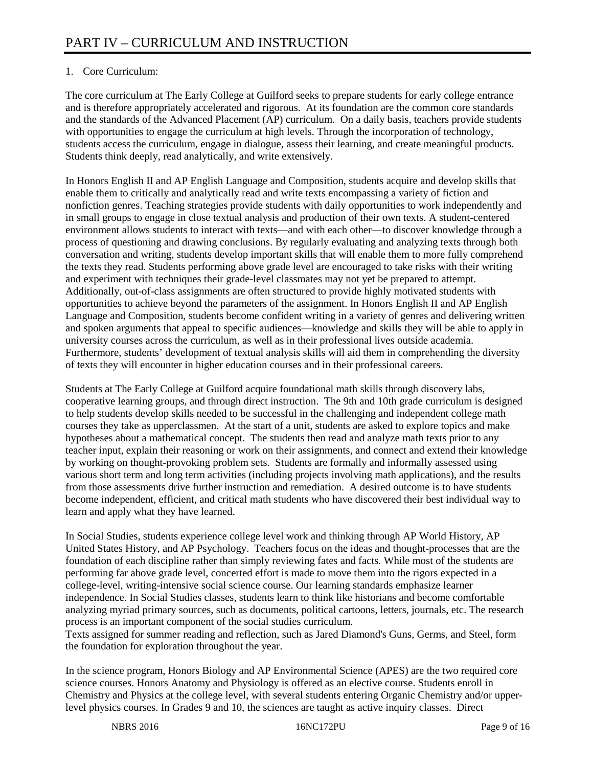# PART IV – CURRICULUM AND INSTRUCTION

1. Core Curriculum:

The core curriculum at The Early College at Guilford seeks to prepare students for early college entrance and is therefore appropriately accelerated and rigorous. At its foundation are the common core standards and the standards of the Advanced Placement (AP) curriculum. On a daily basis, teachers provide students with opportunities to engage the curriculum at high levels. Through the incorporation of technology, students access the curriculum, engage in dialogue, assess their learning, and create meaningful products. Students think deeply, read analytically, and write extensively.

In Honors English II and AP English Language and Composition, students acquire and develop skills that enable them to critically and analytically read and write texts encompassing a variety of fiction and nonfiction genres. Teaching strategies provide students with daily opportunities to work independently and in small groups to engage in close textual analysis and production of their own texts. A student-centered environment allows students to interact with texts—and with each other—to discover knowledge through a process of questioning and drawing conclusions. By regularly evaluating and analyzing texts through both conversation and writing, students develop important skills that will enable them to more fully comprehend the texts they read. Students performing above grade level are encouraged to take risks with their writing and experiment with techniques their grade-level classmates may not yet be prepared to attempt. Additionally, out-of-class assignments are often structured to provide highly motivated students with opportunities to achieve beyond the parameters of the assignment. In Honors English II and AP English Language and Composition, students become confident writing in a variety of genres and delivering written and spoken arguments that appeal to specific audiences—knowledge and skills they will be able to apply in university courses across the curriculum, as well as in their professional lives outside academia. Furthermore, students' development of textual analysis skills will aid them in comprehending the diversity of texts they will encounter in higher education courses and in their professional careers.

Students at The Early College at Guilford acquire foundational math skills through discovery labs, cooperative learning groups, and through direct instruction. The 9th and 10th grade curriculum is designed to help students develop skills needed to be successful in the challenging and independent college math courses they take as upperclassmen. At the start of a unit, students are asked to explore topics and make hypotheses about a mathematical concept. The students then read and analyze math texts prior to any teacher input, explain their reasoning or work on their assignments, and connect and extend their knowledge by working on thought-provoking problem sets. Students are formally and informally assessed using various short term and long term activities (including projects involving math applications), and the results from those assessments drive further instruction and remediation. A desired outcome is to have students become independent, efficient, and critical math students who have discovered their best individual way to learn and apply what they have learned.

In Social Studies, students experience college level work and thinking through AP World History, AP United States History, and AP Psychology. Teachers focus on the ideas and thought-processes that are the foundation of each discipline rather than simply reviewing fates and facts. While most of the students are performing far above grade level, concerted effort is made to move them into the rigors expected in a college-level, writing-intensive social science course. Our learning standards emphasize learner independence. In Social Studies classes, students learn to think like historians and become comfortable analyzing myriad primary sources, such as documents, political cartoons, letters, journals, etc. The research process is an important component of the social studies curriculum.
Texts assigned for summer reading and reflection, such as Jared Diamond's Guns, Germs, and Steel, form the foundation for exploration throughout the year.

In the science program, Honors Biology and AP Environmental Science (APES) are the two required core science courses. Honors Anatomy and Physiology is offered as an elective course. Students enroll in Chemistry and Physics at the college level, with several students entering Organic Chemistry and/or upper-level physics courses. In Grades 9 and 10, the sciences are taught as active inquiry classes. Direct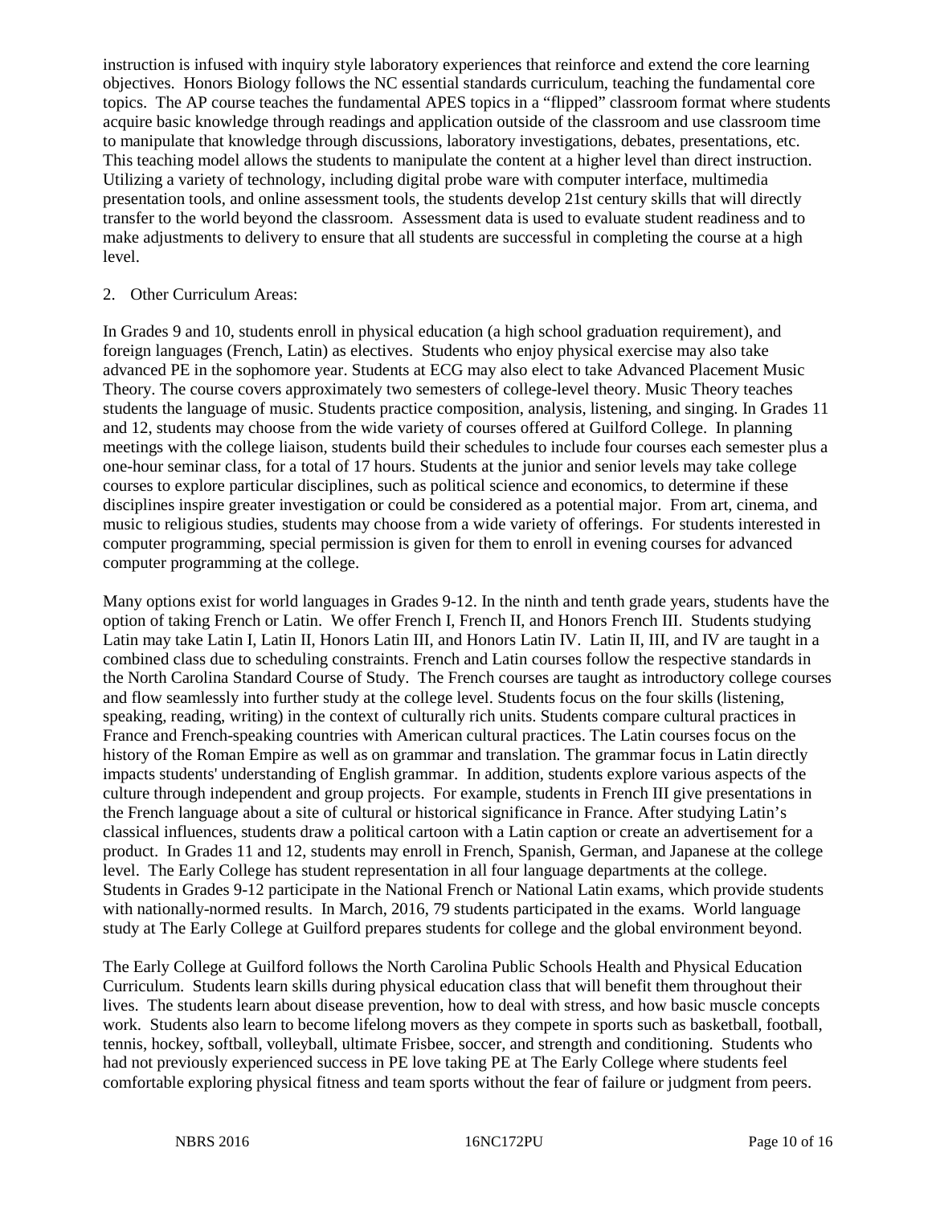instruction is infused with inquiry style laboratory experiences that reinforce and extend the core learning objectives. Honors Biology follows the NC essential standards curriculum, teaching the fundamental core topics. The AP course teaches the fundamental APES topics in a "flipped" classroom format where students acquire basic knowledge through readings and application outside of the classroom and use classroom time to manipulate that knowledge through discussions, laboratory investigations, debates, presentations, etc. This teaching model allows the students to manipulate the content at a higher level than direct instruction. Utilizing a variety of technology, including digital probe ware with computer interface, multimedia presentation tools, and online assessment tools, the students develop 21st century skills that will directly transfer to the world beyond the classroom. Assessment data is used to evaluate student readiness and to make adjustments to delivery to ensure that all students are successful in completing the course at a high level.

2. Other Curriculum Areas:

In Grades 9 and 10, students enroll in physical education (a high school graduation requirement), and foreign languages (French, Latin) as electives. Students who enjoy physical exercise may also take advanced PE in the sophomore year. Students at ECG may also elect to take Advanced Placement Music Theory. The course covers approximately two semesters of college-level theory. Music Theory teaches students the language of music. Students practice composition, analysis, listening, and singing. In Grades 11 and 12, students may choose from the wide variety of courses offered at Guilford College. In planning meetings with the college liaison, students build their schedules to include four courses each semester plus a one-hour seminar class, for a total of 17 hours. Students at the junior and senior levels may take college courses to explore particular disciplines, such as political science and economics, to determine if these disciplines inspire greater investigation or could be considered as a potential major. From art, cinema, and music to religious studies, students may choose from a wide variety of offerings. For students interested in computer programming, special permission is given for them to enroll in evening courses for advanced computer programming at the college.

Many options exist for world languages in Grades 9-12. In the ninth and tenth grade years, students have the option of taking French or Latin. We offer French I, French II, and Honors French III. Students studying Latin may take Latin I, Latin II, Honors Latin III, and Honors Latin IV. Latin II, III, and IV are taught in a combined class due to scheduling constraints. French and Latin courses follow the respective standards in the North Carolina Standard Course of Study. The French courses are taught as introductory college courses and flow seamlessly into further study at the college level. Students focus on the four skills (listening, speaking, reading, writing) in the context of culturally rich units. Students compare cultural practices in France and French-speaking countries with American cultural practices. The Latin courses focus on the history of the Roman Empire as well as on grammar and translation. The grammar focus in Latin directly impacts students' understanding of English grammar. In addition, students explore various aspects of the culture through independent and group projects. For example, students in French III give presentations in the French language about a site of cultural or historical significance in France. After studying Latin's classical influences, students draw a political cartoon with a Latin caption or create an advertisement for a product. In Grades 11 and 12, students may enroll in French, Spanish, German, and Japanese at the college level. The Early College has student representation in all four language departments at the college. Students in Grades 9-12 participate in the National French or National Latin exams, which provide students with nationally-normed results. In March, 2016, 79 students participated in the exams. World language study at The Early College at Guilford prepares students for college and the global environment beyond.

The Early College at Guilford follows the North Carolina Public Schools Health and Physical Education Curriculum. Students learn skills during physical education class that will benefit them throughout their lives. The students learn about disease prevention, how to deal with stress, and how basic muscle concepts work. Students also learn to become lifelong movers as they compete in sports such as basketball, football, tennis, hockey, softball, volleyball, ultimate Frisbee, soccer, and strength and conditioning. Students who had not previously experienced success in PE love taking PE at The Early College where students feel comfortable exploring physical fitness and team sports without the fear of failure or judgment from peers.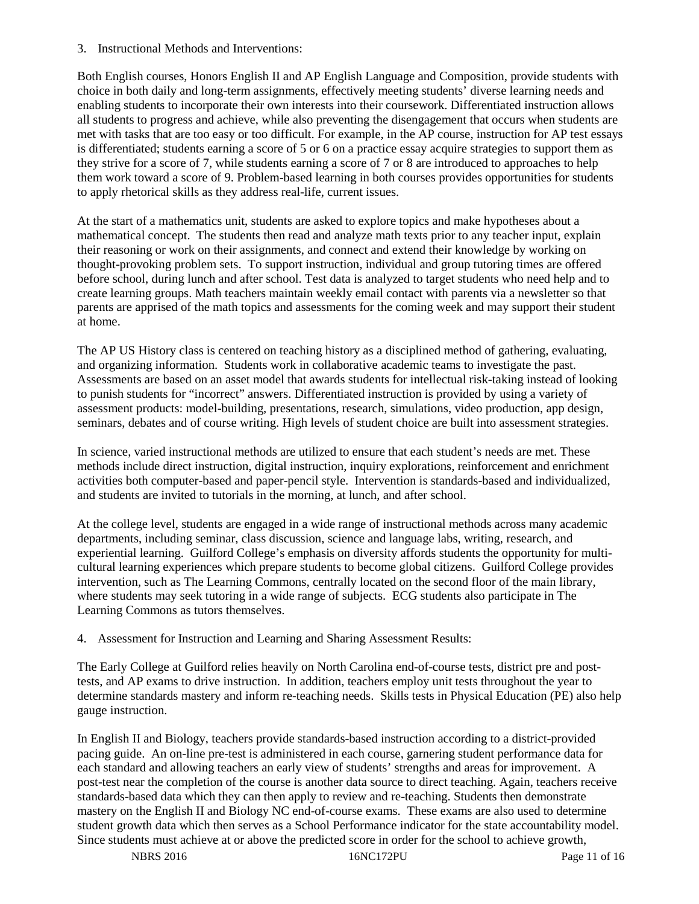3. Instructional Methods and Interventions:

Both English courses, Honors English II and AP English Language and Composition, provide students with choice in both daily and long-term assignments, effectively meeting students' diverse learning needs and enabling students to incorporate their own interests into their coursework. Differentiated instruction allows all students to progress and achieve, while also preventing the disengagement that occurs when students are met with tasks that are too easy or too difficult. For example, in the AP course, instruction for AP test essays is differentiated; students earning a score of 5 or 6 on a practice essay acquire strategies to support them as they strive for a score of 7, while students earning a score of 7 or 8 are introduced to approaches to help them work toward a score of 9. Problem-based learning in both courses provides opportunities for students to apply rhetorical skills as they address real-life, current issues.

At the start of a mathematics unit, students are asked to explore topics and make hypotheses about a mathematical concept. The students then read and analyze math texts prior to any teacher input, explain their reasoning or work on their assignments, and connect and extend their knowledge by working on thought-provoking problem sets. To support instruction, individual and group tutoring times are offered before school, during lunch and after school. Test data is analyzed to target students who need help and to create learning groups. Math teachers maintain weekly email contact with parents via a newsletter so that parents are apprised of the math topics and assessments for the coming week and may support their student at home.

The AP US History class is centered on teaching history as a disciplined method of gathering, evaluating, and organizing information. Students work in collaborative academic teams to investigate the past. Assessments are based on an asset model that awards students for intellectual risk-taking instead of looking to punish students for "incorrect" answers. Differentiated instruction is provided by using a variety of assessment products: model-building, presentations, research, simulations, video production, app design, seminars, debates and of course writing. High levels of student choice are built into assessment strategies.

In science, varied instructional methods are utilized to ensure that each student's needs are met. These methods include direct instruction, digital instruction, inquiry explorations, reinforcement and enrichment activities both computer-based and paper-pencil style. Intervention is standards-based and individualized, and students are invited to tutorials in the morning, at lunch, and after school.

At the college level, students are engaged in a wide range of instructional methods across many academic departments, including seminar, class discussion, science and language labs, writing, research, and experiential learning. Guilford College's emphasis on diversity affords students the opportunity for multi-cultural learning experiences which prepare students to become global citizens. Guilford College provides intervention, such as The Learning Commons, centrally located on the second floor of the main library, where students may seek tutoring in a wide range of subjects. ECG students also participate in The Learning Commons as tutors themselves.

4. Assessment for Instruction and Learning and Sharing Assessment Results:

The Early College at Guilford relies heavily on North Carolina end-of-course tests, district pre and post-tests, and AP exams to drive instruction. In addition, teachers employ unit tests throughout the year to determine standards mastery and inform re-teaching needs. Skills tests in Physical Education (PE) also help gauge instruction.

In English II and Biology, teachers provide standards-based instruction according to a district-provided pacing guide. An on-line pre-test is administered in each course, garnering student performance data for each standard and allowing teachers an early view of students' strengths and areas for improvement. A post-test near the completion of the course is another data source to direct teaching. Again, teachers receive standards-based data which they can then apply to review and re-teaching. Students then demonstrate mastery on the English II and Biology NC end-of-course exams. These exams are also used to determine student growth data which then serves as a School Performance indicator for the state accountability model. Since students must achieve at or above the predicted score in order for the school to achieve growth,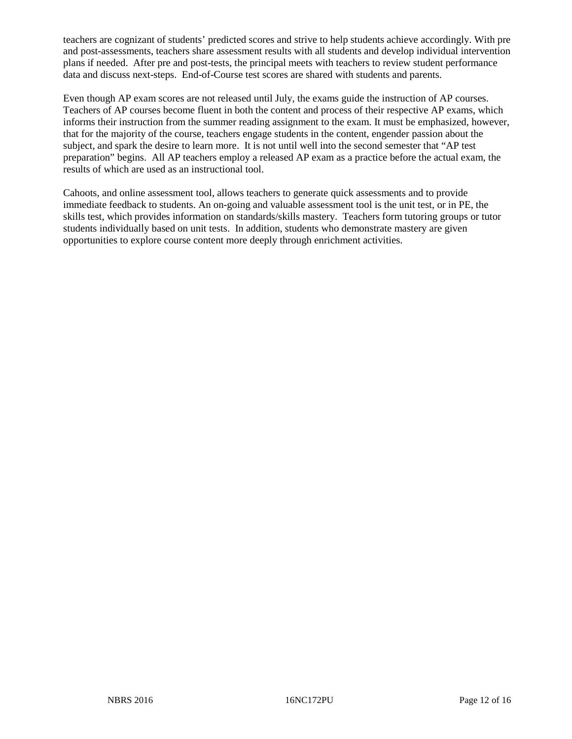teachers are cognizant of students' predicted scores and strive to help students achieve accordingly. With pre and post-assessments, teachers share assessment results with all students and develop individual intervention plans if needed. After pre and post-tests, the principal meets with teachers to review student performance data and discuss next-steps. End-of-Course test scores are shared with students and parents.

Even though AP exam scores are not released until July, the exams guide the instruction of AP courses. Teachers of AP courses become fluent in both the content and process of their respective AP exams, which informs their instruction from the summer reading assignment to the exam. It must be emphasized, however, that for the majority of the course, teachers engage students in the content, engender passion about the subject, and spark the desire to learn more. It is not until well into the second semester that "AP test preparation" begins. All AP teachers employ a released AP exam as a practice before the actual exam, the results of which are used as an instructional tool.

Cahoots, and online assessment tool, allows teachers to generate quick assessments and to provide immediate feedback to students. An on-going and valuable assessment tool is the unit test, or in PE, the skills test, which provides information on standards/skills mastery. Teachers form tutoring groups or tutor students individually based on unit tests. In addition, students who demonstrate mastery are given opportunities to explore course content more deeply through enrichment activities.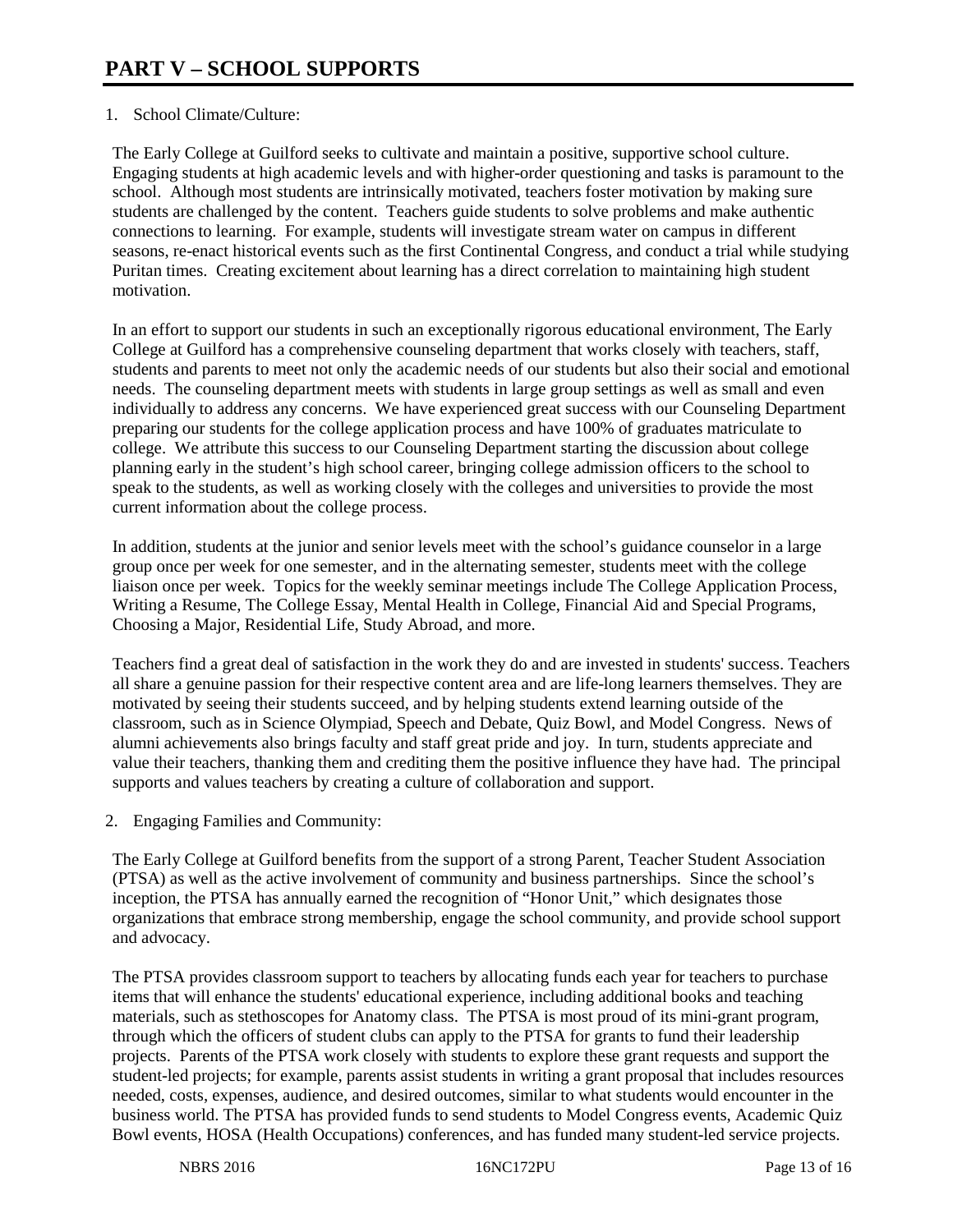# PART V – SCHOOL SUPPORTS

1. School Climate/Culture:

The Early College at Guilford seeks to cultivate and maintain a positive, supportive school culture. Engaging students at high academic levels and with higher-order questioning and tasks is paramount to the school. Although most students are intrinsically motivated, teachers foster motivation by making sure students are challenged by the content. Teachers guide students to solve problems and make authentic connections to learning. For example, students will investigate stream water on campus in different seasons, re-enact historical events such as the first Continental Congress, and conduct a trial while studying Puritan times. Creating excitement about learning has a direct correlation to maintaining high student motivation.

In an effort to support our students in such an exceptionally rigorous educational environment, The Early College at Guilford has a comprehensive counseling department that works closely with teachers, staff, students and parents to meet not only the academic needs of our students but also their social and emotional needs. The counseling department meets with students in large group settings as well as small and even individually to address any concerns. We have experienced great success with our Counseling Department preparing our students for the college application process and have 100% of graduates matriculate to college. We attribute this success to our Counseling Department starting the discussion about college planning early in the student's high school career, bringing college admission officers to the school to speak to the students, as well as working closely with the colleges and universities to provide the most current information about the college process.

In addition, students at the junior and senior levels meet with the school's guidance counselor in a large group once per week for one semester, and in the alternating semester, students meet with the college liaison once per week. Topics for the weekly seminar meetings include The College Application Process, Writing a Resume, The College Essay, Mental Health in College, Financial Aid and Special Programs, Choosing a Major, Residential Life, Study Abroad, and more.

Teachers find a great deal of satisfaction in the work they do and are invested in students' success. Teachers all share a genuine passion for their respective content area and are life-long learners themselves. They are motivated by seeing their students succeed, and by helping students extend learning outside of the classroom, such as in Science Olympiad, Speech and Debate, Quiz Bowl, and Model Congress. News of alumni achievements also brings faculty and staff great pride and joy. In turn, students appreciate and value their teachers, thanking them and crediting them the positive influence they have had. The principal supports and values teachers by creating a culture of collaboration and support.

2. Engaging Families and Community:

The Early College at Guilford benefits from the support of a strong Parent, Teacher Student Association (PTSA) as well as the active involvement of community and business partnerships. Since the school's inception, the PTSA has annually earned the recognition of "Honor Unit," which designates those organizations that embrace strong membership, engage the school community, and provide school support and advocacy.

The PTSA provides classroom support to teachers by allocating funds each year for teachers to purchase items that will enhance the students' educational experience, including additional books and teaching materials, such as stethoscopes for Anatomy class. The PTSA is most proud of its mini-grant program, through which the officers of student clubs can apply to the PTSA for grants to fund their leadership projects. Parents of the PTSA work closely with students to explore these grant requests and support the student-led projects; for example, parents assist students in writing a grant proposal that includes resources needed, costs, expenses, audience, and desired outcomes, similar to what students would encounter in the business world. The PTSA has provided funds to send students to Model Congress events, Academic Quiz Bowl events, HOSA (Health Occupations) conferences, and has funded many student-led service projects.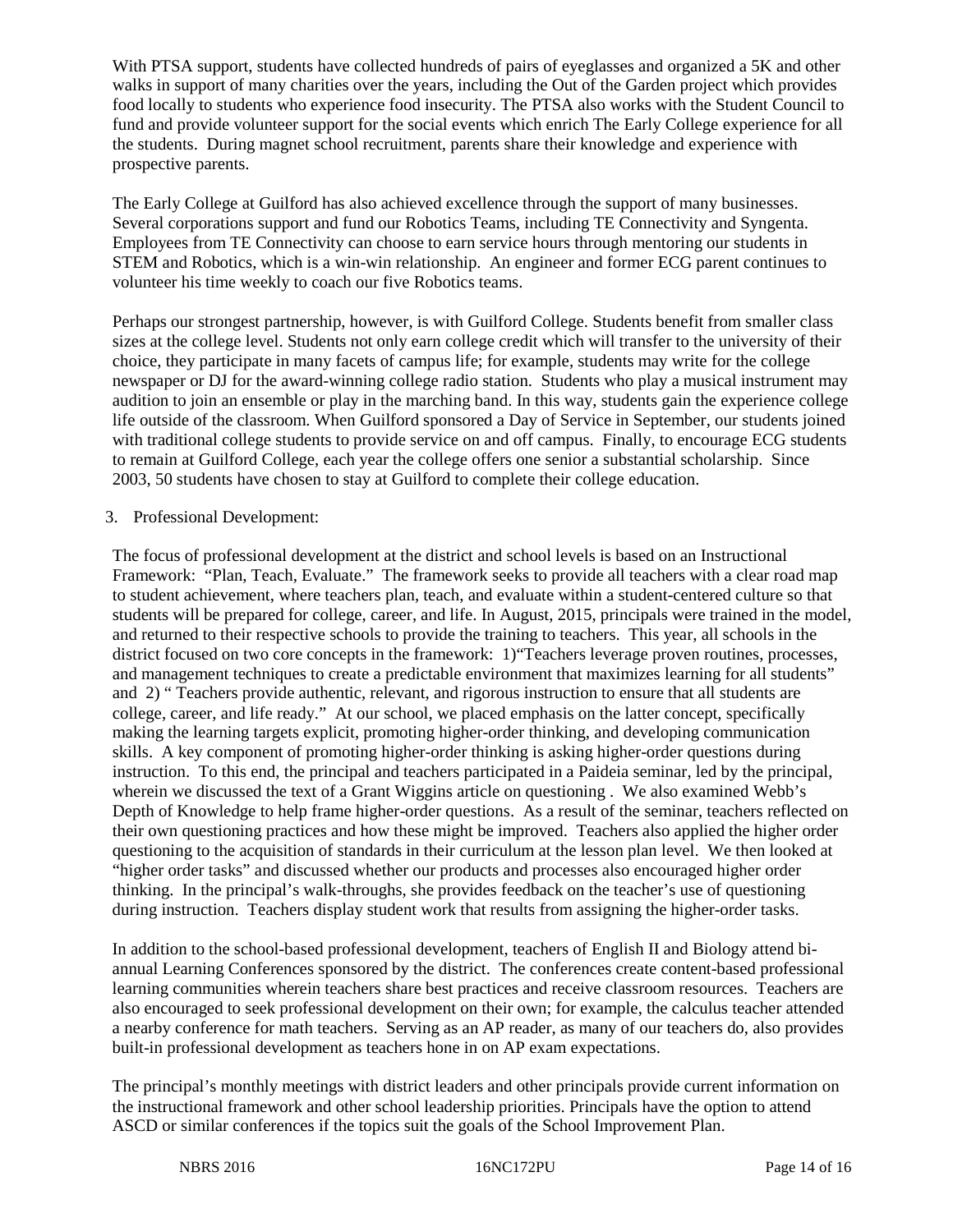With PTSA support, students have collected hundreds of pairs of eyeglasses and organized a 5K and other walks in support of many charities over the years, including the Out of the Garden project which provides food locally to students who experience food insecurity. The PTSA also works with the Student Council to fund and provide volunteer support for the social events which enrich The Early College experience for all the students. During magnet school recruitment, parents share their knowledge and experience with prospective parents.

The Early College at Guilford has also achieved excellence through the support of many businesses. Several corporations support and fund our Robotics Teams, including TE Connectivity and Syngenta. Employees from TE Connectivity can choose to earn service hours through mentoring our students in STEM and Robotics, which is a win-win relationship. An engineer and former ECG parent continues to volunteer his time weekly to coach our five Robotics teams.

Perhaps our strongest partnership, however, is with Guilford College. Students benefit from smaller class sizes at the college level. Students not only earn college credit which will transfer to the university of their choice, they participate in many facets of campus life; for example, students may write for the college newspaper or DJ for the award-winning college radio station. Students who play a musical instrument may audition to join an ensemble or play in the marching band. In this way, students gain the experience college life outside of the classroom. When Guilford sponsored a Day of Service in September, our students joined with traditional college students to provide service on and off campus. Finally, to encourage ECG students to remain at Guilford College, each year the college offers one senior a substantial scholarship. Since 2003, 50 students have chosen to stay at Guilford to complete their college education.

3. Professional Development:

The focus of professional development at the district and school levels is based on an Instructional Framework: "Plan, Teach, Evaluate." The framework seeks to provide all teachers with a clear road map to student achievement, where teachers plan, teach, and evaluate within a student-centered culture so that students will be prepared for college, career, and life. In August, 2015, principals were trained in the model, and returned to their respective schools to provide the training to teachers. This year, all schools in the district focused on two core concepts in the framework: 1)"Teachers leverage proven routines, processes, and management techniques to create a predictable environment that maximizes learning for all students" and 2) " Teachers provide authentic, relevant, and rigorous instruction to ensure that all students are college, career, and life ready." At our school, we placed emphasis on the latter concept, specifically making the learning targets explicit, promoting higher-order thinking, and developing communication skills. A key component of promoting higher-order thinking is asking higher-order questions during instruction. To this end, the principal and teachers participated in a Paideia seminar, led by the principal, wherein we discussed the text of a Grant Wiggins article on questioning . We also examined Webb's Depth of Knowledge to help frame higher-order questions. As a result of the seminar, teachers reflected on their own questioning practices and how these might be improved. Teachers also applied the higher order questioning to the acquisition of standards in their curriculum at the lesson plan level. We then looked at "higher order tasks" and discussed whether our products and processes also encouraged higher order thinking. In the principal's walk-throughs, she provides feedback on the teacher's use of questioning during instruction. Teachers display student work that results from assigning the higher-order tasks.

In addition to the school-based professional development, teachers of English II and Biology attend bi-annual Learning Conferences sponsored by the district. The conferences create content-based professional learning communities wherein teachers share best practices and receive classroom resources. Teachers are also encouraged to seek professional development on their own; for example, the calculus teacher attended a nearby conference for math teachers. Serving as an AP reader, as many of our teachers do, also provides built-in professional development as teachers hone in on AP exam expectations.

The principal's monthly meetings with district leaders and other principals provide current information on the instructional framework and other school leadership priorities. Principals have the option to attend ASCD or similar conferences if the topics suit the goals of the School Improvement Plan.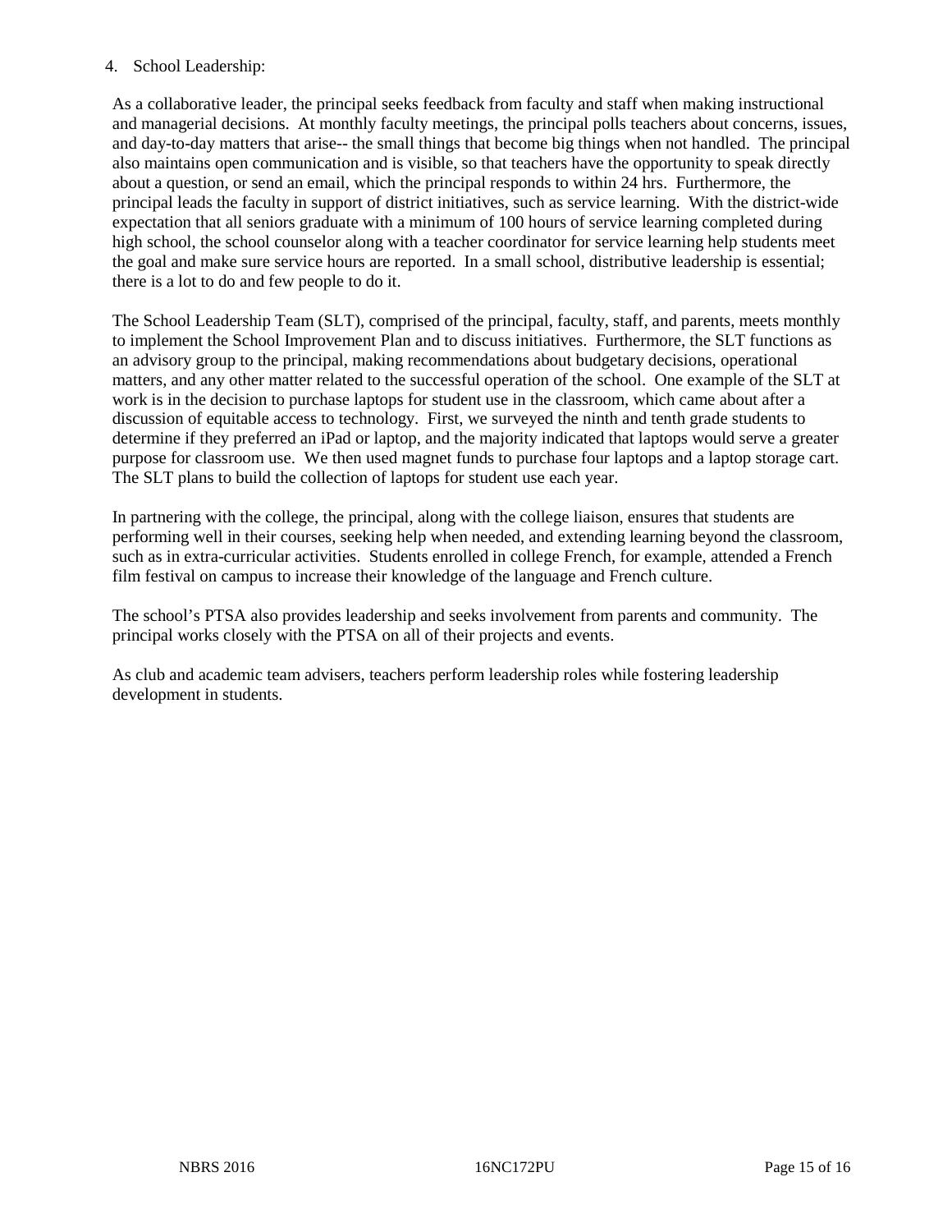4. School Leadership:

As a collaborative leader, the principal seeks feedback from faculty and staff when making instructional and managerial decisions. At monthly faculty meetings, the principal polls teachers about concerns, issues, and day-to-day matters that arise-- the small things that become big things when not handled. The principal also maintains open communication and is visible, so that teachers have the opportunity to speak directly about a question, or send an email, which the principal responds to within 24 hrs. Furthermore, the principal leads the faculty in support of district initiatives, such as service learning. With the district-wide expectation that all seniors graduate with a minimum of 100 hours of service learning completed during high school, the school counselor along with a teacher coordinator for service learning help students meet the goal and make sure service hours are reported. In a small school, distributive leadership is essential; there is a lot to do and few people to do it.

The School Leadership Team (SLT), comprised of the principal, faculty, staff, and parents, meets monthly to implement the School Improvement Plan and to discuss initiatives. Furthermore, the SLT functions as an advisory group to the principal, making recommendations about budgetary decisions, operational matters, and any other matter related to the successful operation of the school. One example of the SLT at work is in the decision to purchase laptops for student use in the classroom, which came about after a discussion of equitable access to technology. First, we surveyed the ninth and tenth grade students to determine if they preferred an iPad or laptop, and the majority indicated that laptops would serve a greater purpose for classroom use. We then used magnet funds to purchase four laptops and a laptop storage cart. The SLT plans to build the collection of laptops for student use each year.

In partnering with the college, the principal, along with the college liaison, ensures that students are performing well in their courses, seeking help when needed, and extending learning beyond the classroom, such as in extra-curricular activities. Students enrolled in college French, for example, attended a French film festival on campus to increase their knowledge of the language and French culture.

The school's PTSA also provides leadership and seeks involvement from parents and community. The principal works closely with the PTSA on all of their projects and events.

As club and academic team advisers, teachers perform leadership roles while fostering leadership development in students.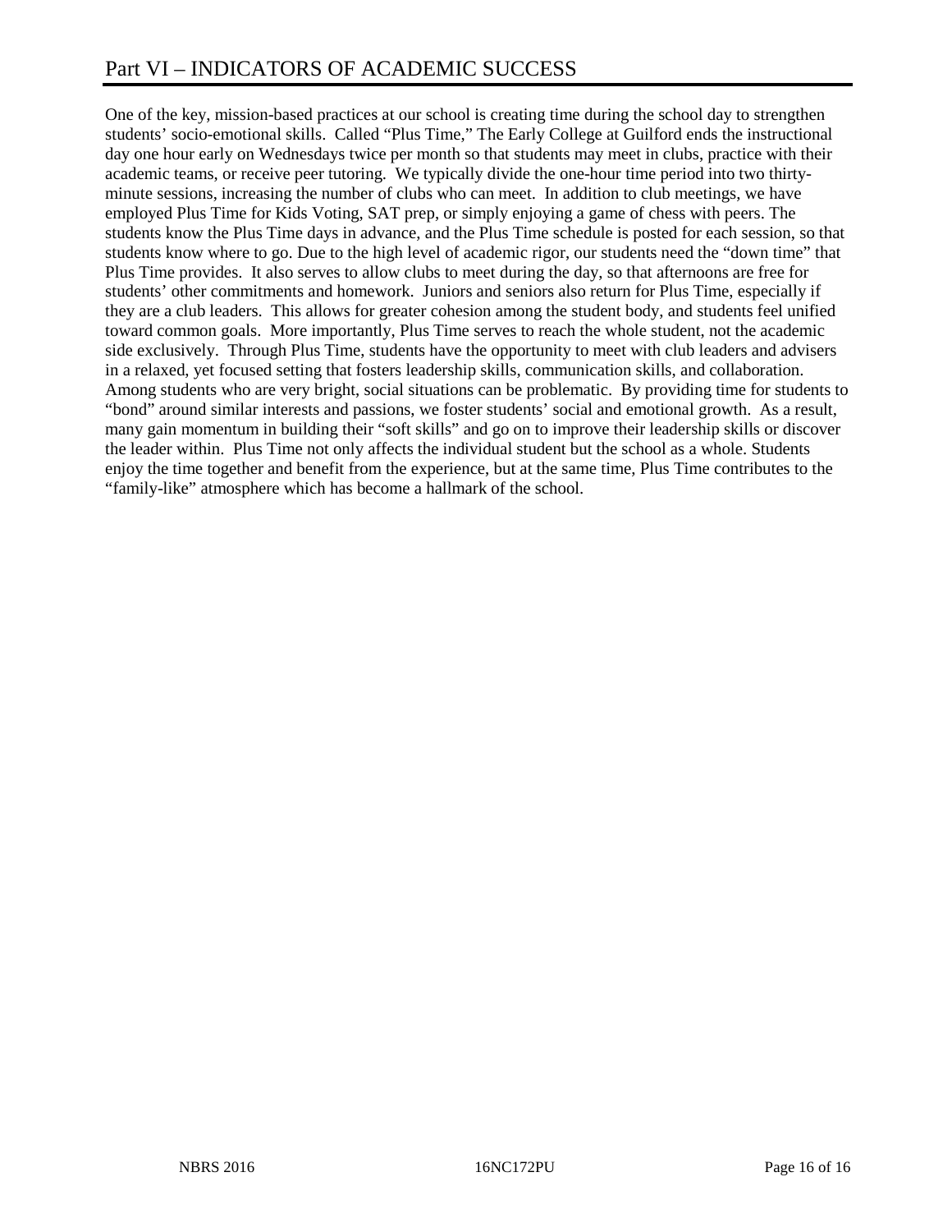# Part VI – INDICATORS OF ACADEMIC SUCCESS

One of the key, mission-based practices at our school is creating time during the school day to strengthen students' socio-emotional skills. Called "Plus Time," The Early College at Guilford ends the instructional day one hour early on Wednesdays twice per month so that students may meet in clubs, practice with their academic teams, or receive peer tutoring. We typically divide the one-hour time period into two thirty-minute sessions, increasing the number of clubs who can meet. In addition to club meetings, we have employed Plus Time for Kids Voting, SAT prep, or simply enjoying a game of chess with peers. The students know the Plus Time days in advance, and the Plus Time schedule is posted for each session, so that students know where to go. Due to the high level of academic rigor, our students need the "down time" that Plus Time provides. It also serves to allow clubs to meet during the day, so that afternoons are free for students' other commitments and homework. Juniors and seniors also return for Plus Time, especially if they are a club leaders. This allows for greater cohesion among the student body, and students feel unified toward common goals. More importantly, Plus Time serves to reach the whole student, not the academic side exclusively. Through Plus Time, students have the opportunity to meet with club leaders and advisers in a relaxed, yet focused setting that fosters leadership skills, communication skills, and collaboration. Among students who are very bright, social situations can be problematic. By providing time for students to "bond" around similar interests and passions, we foster students' social and emotional growth. As a result, many gain momentum in building their "soft skills" and go on to improve their leadership skills or discover the leader within. Plus Time not only affects the individual student but the school as a whole. Students enjoy the time together and benefit from the experience, but at the same time, Plus Time contributes to the "family-like" atmosphere which has become a hallmark of the school.